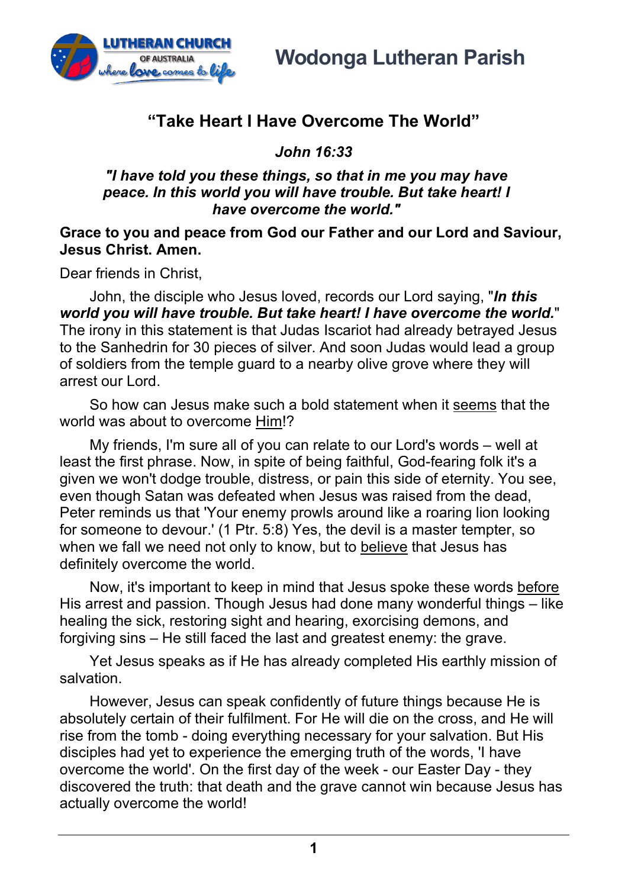# Wodonga Lutheran Parish

## "Take Heart I Have Overcome The World"

***John 16:33***

***"I have told you these things, so that in me you may have peace. In this world you will have trouble. But take heart! I have overcome the world."***

**Grace to you and peace from God our Father and our Lord and Saviour, Jesus Christ. Amen.**

Dear friends in Christ,

John, the disciple who Jesus loved, records our Lord saying, "***In this world you will have trouble. But take heart! I have overcome the world.***" The irony in this statement is that Judas Iscariot had already betrayed Jesus to the Sanhedrin for 30 pieces of silver. And soon Judas would lead a group of soldiers from the temple guard to a nearby olive grove where they will arrest our Lord.

So how can Jesus make such a bold statement when it seems that the world was about to overcome Him!?

My friends, I'm sure all of you can relate to our Lord's words – well at least the first phrase. Now, in spite of being faithful, God-fearing folk it's a given we won't dodge trouble, distress, or pain this side of eternity. You see, even though Satan was defeated when Jesus was raised from the dead, Peter reminds us that 'Your enemy prowls around like a roaring lion looking for someone to devour.' (1 Ptr. 5:8) Yes, the devil is a master tempter, so when we fall we need not only to know, but to believe that Jesus has definitely overcome the world.

Now, it's important to keep in mind that Jesus spoke these words before His arrest and passion. Though Jesus had done many wonderful things – like healing the sick, restoring sight and hearing, exorcising demons, and forgiving sins – He still faced the last and greatest enemy: the grave.

Yet Jesus speaks as if He has already completed His earthly mission of salvation.

However, Jesus can speak confidently of future things because He is absolutely certain of their fulfilment. For He will die on the cross, and He will rise from the tomb - doing everything necessary for your salvation. But His disciples had yet to experience the emerging truth of the words, 'I have overcome the world'. On the first day of the week - our Easter Day - they discovered the truth: that death and the grave cannot win because Jesus has actually overcome the world!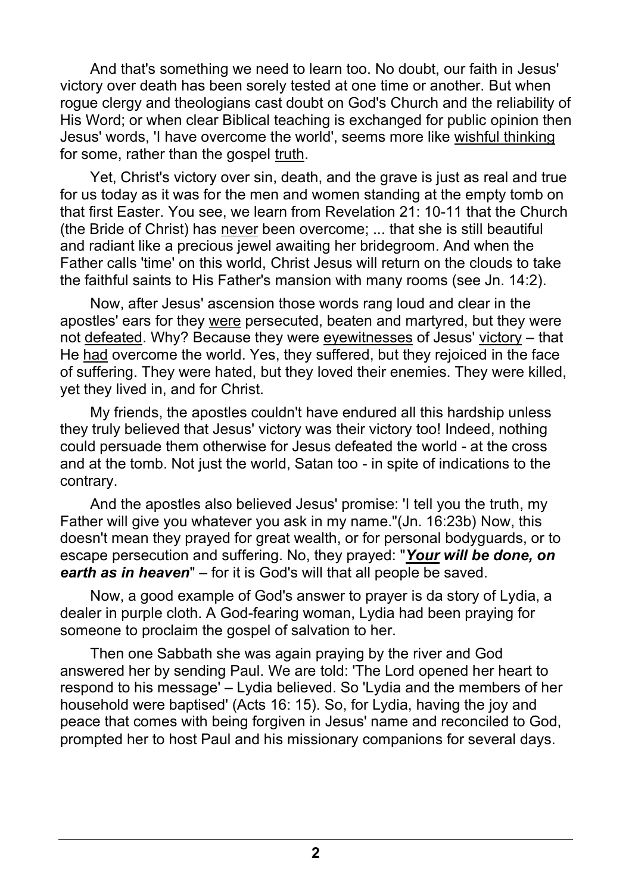And that's something we need to learn too. No doubt, our faith in Jesus' victory over death has been sorely tested at one time or another. But when rogue clergy and theologians cast doubt on God's Church and the reliability of His Word; or when clear Biblical teaching is exchanged for public opinion then Jesus' words, 'I have overcome the world', seems more like <u>wishful thinking</u> for some, rather than the gospel <u>truth</u>.

Yet, Christ's victory over sin, death, and the grave is just as real and true for us today as it was for the men and women standing at the empty tomb on that first Easter. You see, we learn from Revelation 21: 10-11 that the Church (the Bride of Christ) has <u>never</u> been overcome; ... that she is still beautiful and radiant like a precious jewel awaiting her bridegroom. And when the Father calls 'time' on this world, Christ Jesus will return on the clouds to take the faithful saints to His Father's mansion with many rooms (see Jn. 14:2).

Now, after Jesus' ascension those words rang loud and clear in the apostles' ears for they <u>were</u> persecuted, beaten and martyred, but they were not <u>defeated</u>. Why? Because they were <u>eyewitnesses</u> of Jesus' <u>victory</u> – that He <u>had</u> overcome the world. Yes, they suffered, but they rejoiced in the face of suffering. They were hated, but they loved their enemies. They were killed, yet they lived in, and for Christ.

My friends, the apostles couldn't have endured all this hardship unless they truly believed that Jesus' victory was their victory too! Indeed, nothing could persuade them otherwise for Jesus defeated the world - at the cross and at the tomb. Not just the world, Satan too - in spite of indications to the contrary.

And the apostles also believed Jesus' promise: 'I tell you the truth, my Father will give you whatever you ask in my name."(Jn. 16:23b) Now, this doesn't mean they prayed for great wealth, or for personal bodyguards, or to escape persecution and suffering. No, they prayed: "***<u>Your</u> will be done, on earth as in heaven***" – for it is God's will that all people be saved.

Now, a good example of God's answer to prayer is da story of Lydia, a dealer in purple cloth. A God-fearing woman, Lydia had been praying for someone to proclaim the gospel of salvation to her.

Then one Sabbath she was again praying by the river and God answered her by sending Paul. We are told: 'The Lord opened her heart to respond to his message' – Lydia believed. So 'Lydia and the members of her household were baptised' (Acts 16: 15). So, for Lydia, having the joy and peace that comes with being forgiven in Jesus' name and reconciled to God, prompted her to host Paul and his missionary companions for several days.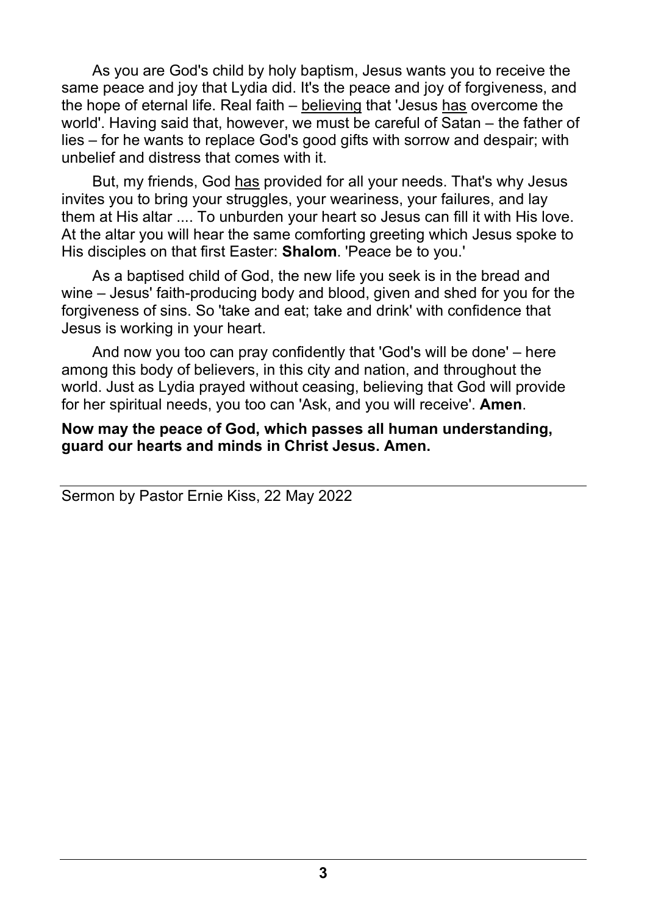As you are God's child by holy baptism, Jesus wants you to receive the same peace and joy that Lydia did. It's the peace and joy of forgiveness, and the hope of eternal life. Real faith – <u>believing</u> that 'Jesus <u>has</u> overcome the world'. Having said that, however, we must be careful of Satan – the father of lies – for he wants to replace God's good gifts with sorrow and despair; with unbelief and distress that comes with it.

But, my friends, God <u>has</u> provided for all your needs. That's why Jesus invites you to bring your struggles, your weariness, your failures, and lay them at His altar .... To unburden your heart so Jesus can fill it with His love. At the altar you will hear the same comforting greeting which Jesus spoke to His disciples on that first Easter: **Shalom**. 'Peace be to you.'

As a baptised child of God, the new life you seek is in the bread and wine – Jesus' faith-producing body and blood, given and shed for you for the forgiveness of sins. So 'take and eat; take and drink' with confidence that Jesus is working in your heart.

And now you too can pray confidently that 'God's will be done' – here among this body of believers, in this city and nation, and throughout the world. Just as Lydia prayed without ceasing, believing that God will provide for her spiritual needs, you too can 'Ask, and you will receive'. **Amen**.

**Now may the peace of God, which passes all human understanding, guard our hearts and minds in Christ Jesus. Amen.**

---

Sermon by Pastor Ernie Kiss, 22 May 2022